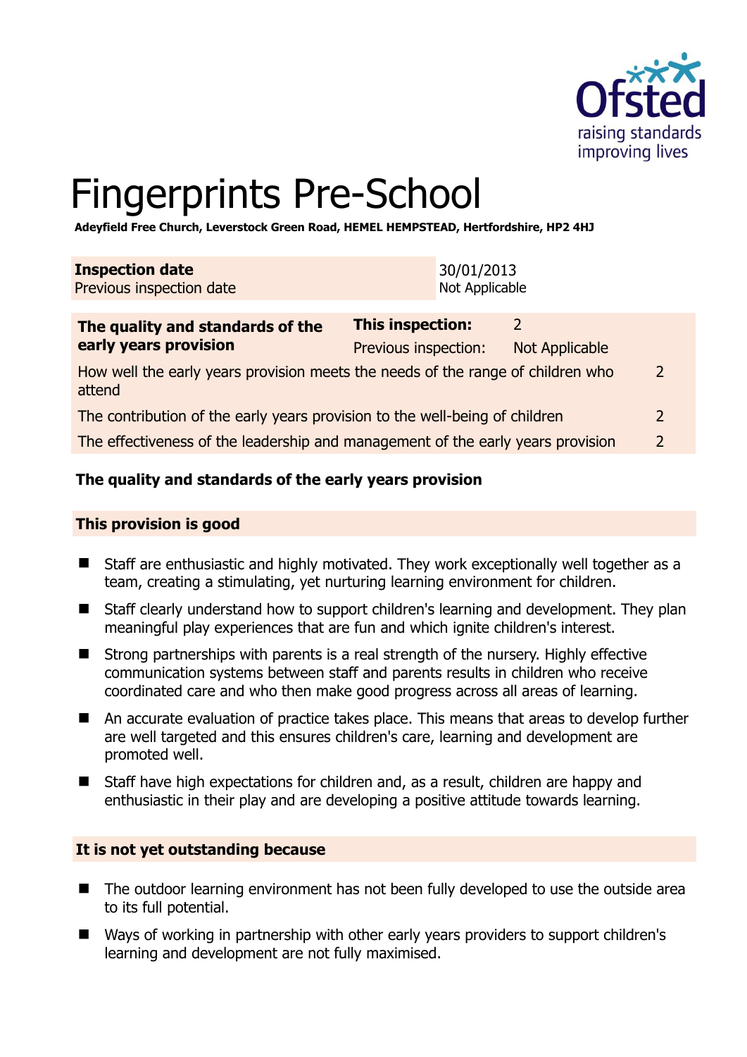# Fingerprints Pre-School

**Adeyfield Free Church, Leverstock Green Road, HEMEL HEMPSTEAD, Hertfordshire, HP2 4HJ**

| **Inspection date** | 30/01/2013 |
| --- | --- |
| Previous inspection date | Not Applicable |

| **The quality and standards of the early years provision** | **This inspection:** | 2 | |
| --- | --- | --- | --- |
| | Previous inspection: | Not Applicable | |
| How well the early years provision meets the needs of the range of children who attend | | | 2 |
| The contribution of the early years provision to the well-being of children | | | 2 |
| The effectiveness of the leadership and management of the early years provision | | | 2 |

## The quality and standards of the early years provision

### This provision is good

- Staff are enthusiastic and highly motivated. They work exceptionally well together as a team, creating a stimulating, yet nurturing learning environment for children.
- Staff clearly understand how to support children's learning and development. They plan meaningful play experiences that are fun and which ignite children's interest.
- Strong partnerships with parents is a real strength of the nursery. Highly effective communication systems between staff and parents results in children who receive coordinated care and who then make good progress across all areas of learning.
- An accurate evaluation of practice takes place. This means that areas to develop further are well targeted and this ensures children's care, learning and development are promoted well.
- Staff have high expectations for children and, as a result, children are happy and enthusiastic in their play and are developing a positive attitude towards learning.

### It is not yet outstanding because

- The outdoor learning environment has not been fully developed to use the outside area to its full potential.
- Ways of working in partnership with other early years providers to support children's learning and development are not fully maximised.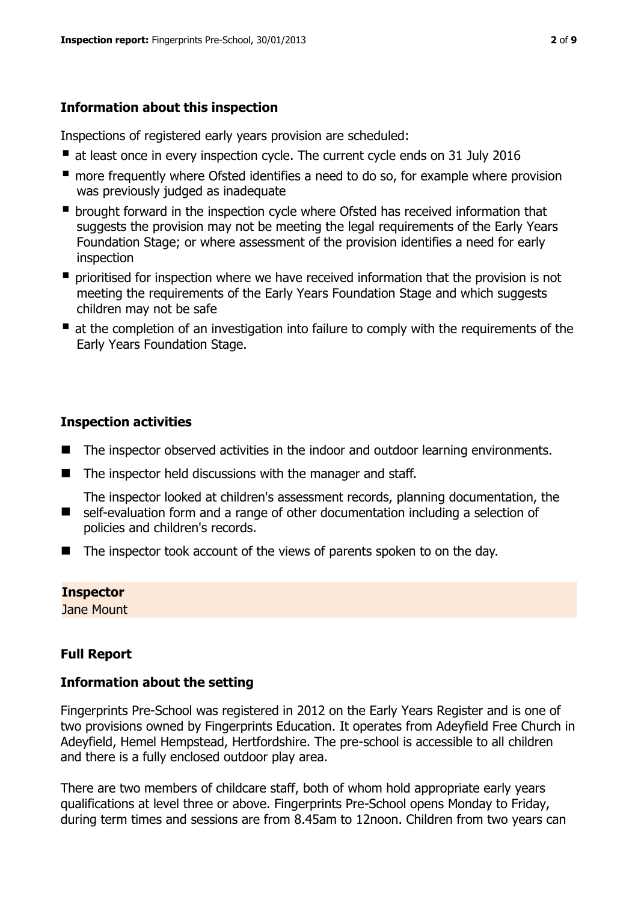### Information about this inspection

Inspections of registered early years provision are scheduled:

- at least once in every inspection cycle. The current cycle ends on 31 July 2016
- more frequently where Ofsted identifies a need to do so, for example where provision was previously judged as inadequate
- brought forward in the inspection cycle where Ofsted has received information that suggests the provision may not be meeting the legal requirements of the Early Years Foundation Stage; or where assessment of the provision identifies a need for early inspection
- prioritised for inspection where we have received information that the provision is not meeting the requirements of the Early Years Foundation Stage and which suggests children may not be safe
- at the completion of an investigation into failure to comply with the requirements of the Early Years Foundation Stage.

### Inspection activities

- The inspector observed activities in the indoor and outdoor learning environments.
- The inspector held discussions with the manager and staff.
- The inspector looked at children's assessment records, planning documentation, the self-evaluation form and a range of other documentation including a selection of policies and children's records.
- The inspector took account of the views of parents spoken to on the day.

**Inspector**
Jane Mount

### Full Report

### Information about the setting

Fingerprints Pre-School was registered in 2012 on the Early Years Register and is one of two provisions owned by Fingerprints Education. It operates from Adeyfield Free Church in Adeyfield, Hemel Hempstead, Hertfordshire. The pre-school is accessible to all children and there is a fully enclosed outdoor play area.

There are two members of childcare staff, both of whom hold appropriate early years qualifications at level three or above. Fingerprints Pre-School opens Monday to Friday, during term times and sessions are from 8.45am to 12noon. Children from two years can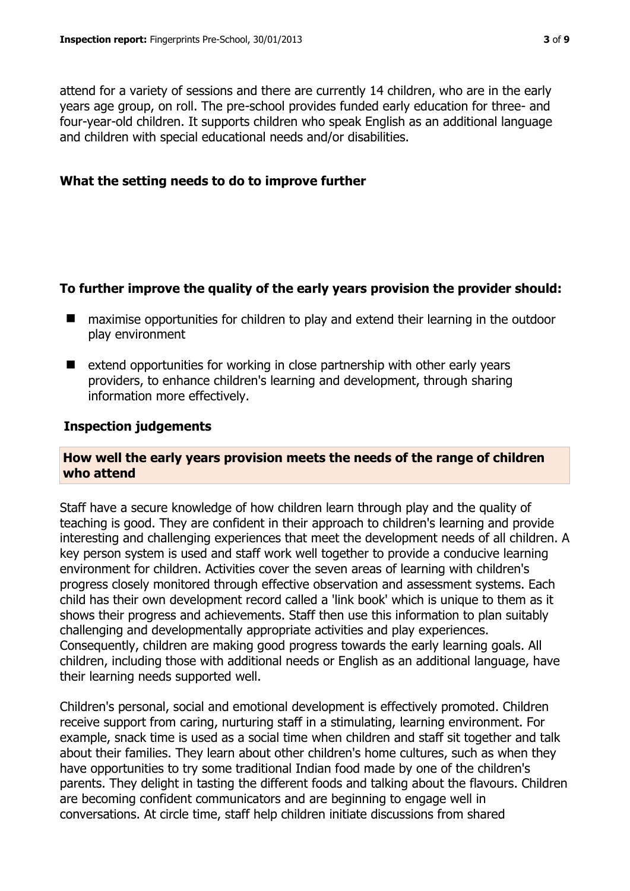attend for a variety of sessions and there are currently 14 children, who are in the early years age group, on roll. The pre-school provides funded early education for three- and four-year-old children. It supports children who speak English as an additional language and children with special educational needs and/or disabilities.

## What the setting needs to do to improve further

### To further improve the quality of the early years provision the provider should:

- maximise opportunities for children to play and extend their learning in the outdoor play environment
- extend opportunities for working in close partnership with other early years providers, to enhance children's learning and development, through sharing information more effectively.

## Inspection judgements

### How well the early years provision meets the needs of the range of children who attend

Staff have a secure knowledge of how children learn through play and the quality of teaching is good. They are confident in their approach to children's learning and provide interesting and challenging experiences that meet the development needs of all children. A key person system is used and staff work well together to provide a conducive learning environment for children. Activities cover the seven areas of learning with children's progress closely monitored through effective observation and assessment systems. Each child has their own development record called a 'link book' which is unique to them as it shows their progress and achievements. Staff then use this information to plan suitably challenging and developmentally appropriate activities and play experiences. Consequently, children are making good progress towards the early learning goals. All children, including those with additional needs or English as an additional language, have their learning needs supported well.

Children's personal, social and emotional development is effectively promoted. Children receive support from caring, nurturing staff in a stimulating, learning environment. For example, snack time is used as a social time when children and staff sit together and talk about their families. They learn about other children's home cultures, such as when they have opportunities to try some traditional Indian food made by one of the children's parents. They delight in tasting the different foods and talking about the flavours. Children are becoming confident communicators and are beginning to engage well in conversations. At circle time, staff help children initiate discussions from shared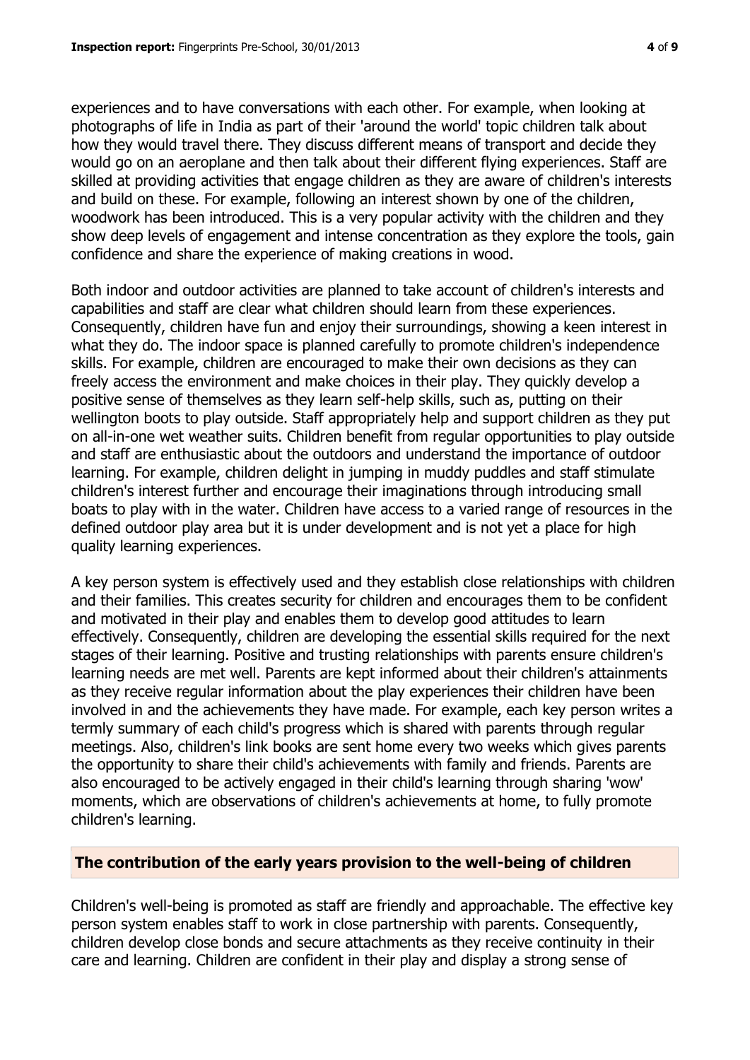experiences and to have conversations with each other. For example, when looking at photographs of life in India as part of their 'around the world' topic children talk about how they would travel there. They discuss different means of transport and decide they would go on an aeroplane and then talk about their different flying experiences. Staff are skilled at providing activities that engage children as they are aware of children's interests and build on these. For example, following an interest shown by one of the children, woodwork has been introduced. This is a very popular activity with the children and they show deep levels of engagement and intense concentration as they explore the tools, gain confidence and share the experience of making creations in wood.

Both indoor and outdoor activities are planned to take account of children's interests and capabilities and staff are clear what children should learn from these experiences. Consequently, children have fun and enjoy their surroundings, showing a keen interest in what they do. The indoor space is planned carefully to promote children's independence skills. For example, children are encouraged to make their own decisions as they can freely access the environment and make choices in their play. They quickly develop a positive sense of themselves as they learn self-help skills, such as, putting on their wellington boots to play outside. Staff appropriately help and support children as they put on all-in-one wet weather suits. Children benefit from regular opportunities to play outside and staff are enthusiastic about the outdoors and understand the importance of outdoor learning. For example, children delight in jumping in muddy puddles and staff stimulate children's interest further and encourage their imaginations through introducing small boats to play with in the water. Children have access to a varied range of resources in the defined outdoor play area but it is under development and is not yet a place for high quality learning experiences.

A key person system is effectively used and they establish close relationships with children and their families. This creates security for children and encourages them to be confident and motivated in their play and enables them to develop good attitudes to learn effectively. Consequently, children are developing the essential skills required for the next stages of their learning. Positive and trusting relationships with parents ensure children's learning needs are met well. Parents are kept informed about their children's attainments as they receive regular information about the play experiences their children have been involved in and the achievements they have made. For example, each key person writes a termly summary of each child's progress which is shared with parents through regular meetings. Also, children's link books are sent home every two weeks which gives parents the opportunity to share their child's achievements with family and friends. Parents are also encouraged to be actively engaged in their child's learning through sharing 'wow' moments, which are observations of children's achievements at home, to fully promote children's learning.

## The contribution of the early years provision to the well-being of children

Children's well-being is promoted as staff are friendly and approachable. The effective key person system enables staff to work in close partnership with parents. Consequently, children develop close bonds and secure attachments as they receive continuity in their care and learning. Children are confident in their play and display a strong sense of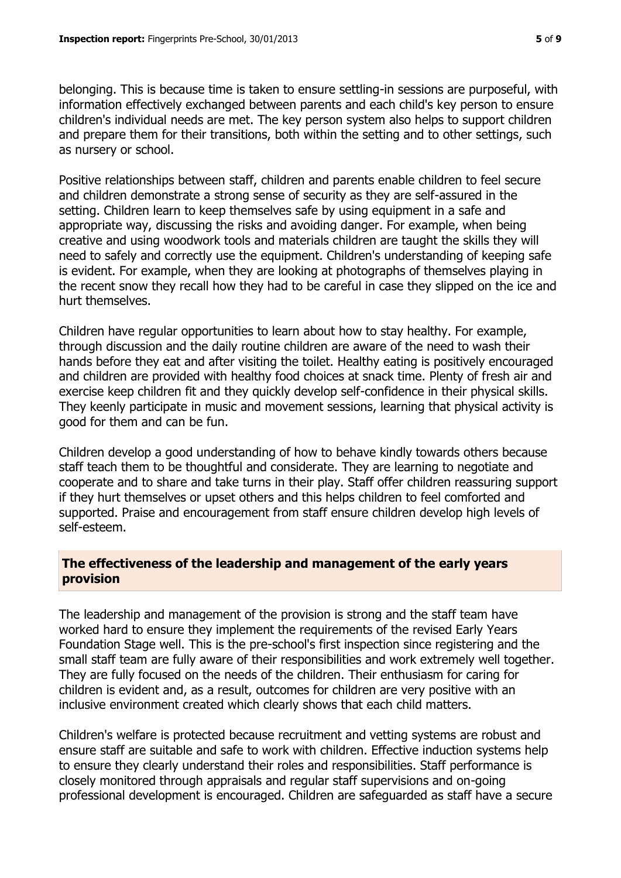belonging. This is because time is taken to ensure settling-in sessions are purposeful, with information effectively exchanged between parents and each child's key person to ensure children's individual needs are met. The key person system also helps to support children and prepare them for their transitions, both within the setting and to other settings, such as nursery or school.

Positive relationships between staff, children and parents enable children to feel secure and children demonstrate a strong sense of security as they are self-assured in the setting. Children learn to keep themselves safe by using equipment in a safe and appropriate way, discussing the risks and avoiding danger. For example, when being creative and using woodwork tools and materials children are taught the skills they will need to safely and correctly use the equipment. Children's understanding of keeping safe is evident. For example, when they are looking at photographs of themselves playing in the recent snow they recall how they had to be careful in case they slipped on the ice and hurt themselves.

Children have regular opportunities to learn about how to stay healthy. For example, through discussion and the daily routine children are aware of the need to wash their hands before they eat and after visiting the toilet. Healthy eating is positively encouraged and children are provided with healthy food choices at snack time. Plenty of fresh air and exercise keep children fit and they quickly develop self-confidence in their physical skills. They keenly participate in music and movement sessions, learning that physical activity is good for them and can be fun.

Children develop a good understanding of how to behave kindly towards others because staff teach them to be thoughtful and considerate. They are learning to negotiate and cooperate and to share and take turns in their play. Staff offer children reassuring support if they hurt themselves or upset others and this helps children to feel comforted and supported. Praise and encouragement from staff ensure children develop high levels of self-esteem.

## The effectiveness of the leadership and management of the early years provision

The leadership and management of the provision is strong and the staff team have worked hard to ensure they implement the requirements of the revised Early Years Foundation Stage well. This is the pre-school's first inspection since registering and the small staff team are fully aware of their responsibilities and work extremely well together. They are fully focused on the needs of the children. Their enthusiasm for caring for children is evident and, as a result, outcomes for children are very positive with an inclusive environment created which clearly shows that each child matters.

Children's welfare is protected because recruitment and vetting systems are robust and ensure staff are suitable and safe to work with children. Effective induction systems help to ensure they clearly understand their roles and responsibilities. Staff performance is closely monitored through appraisals and regular staff supervisions and on-going professional development is encouraged. Children are safeguarded as staff have a secure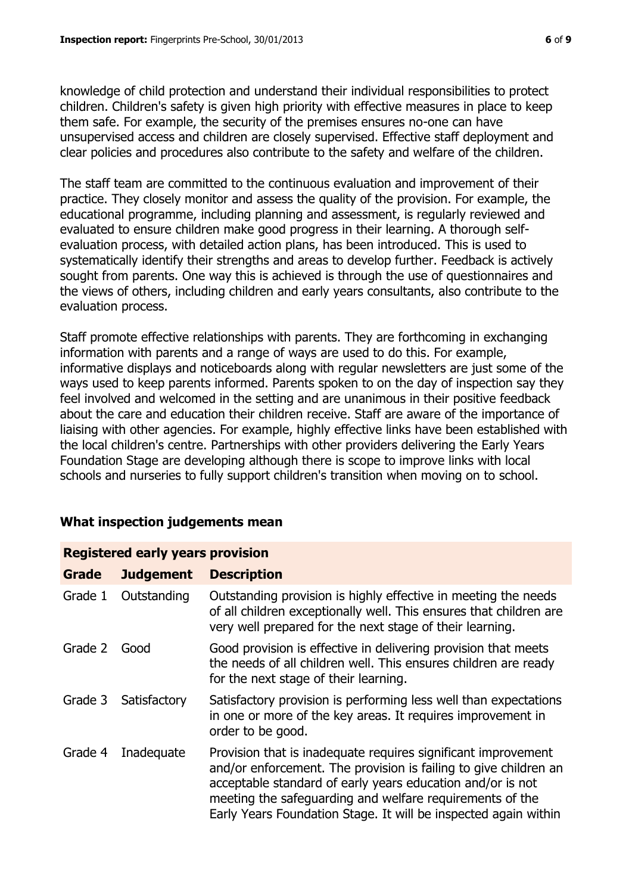knowledge of child protection and understand their individual responsibilities to protect children. Children's safety is given high priority with effective measures in place to keep them safe. For example, the security of the premises ensures no-one can have unsupervised access and children are closely supervised. Effective staff deployment and clear policies and procedures also contribute to the safety and welfare of the children.

The staff team are committed to the continuous evaluation and improvement of their practice. They closely monitor and assess the quality of the provision. For example, the educational programme, including planning and assessment, is regularly reviewed and evaluated to ensure children make good progress in their learning. A thorough self-evaluation process, with detailed action plans, has been introduced. This is used to systematically identify their strengths and areas to develop further. Feedback is actively sought from parents. One way this is achieved is through the use of questionnaires and the views of others, including children and early years consultants, also contribute to the evaluation process.

Staff promote effective relationships with parents. They are forthcoming in exchanging information with parents and a range of ways are used to do this. For example, informative displays and noticeboards along with regular newsletters are just some of the ways used to keep parents informed. Parents spoken to on the day of inspection say they feel involved and welcomed in the setting and are unanimous in their positive feedback about the care and education their children receive. Staff are aware of the importance of liaising with other agencies. For example, highly effective links have been established with the local children's centre. Partnerships with other providers delivering the Early Years Foundation Stage are developing although there is scope to improve links with local schools and nurseries to fully support children's transition when moving on to school.

## What inspection judgements mean

**Registered early years provision**

| Grade | Judgement | Description |
|---|---|---|
| Grade 1 | Outstanding | Outstanding provision is highly effective in meeting the needs of all children exceptionally well. This ensures that children are very well prepared for the next stage of their learning. |
| Grade 2 | Good | Good provision is effective in delivering provision that meets the needs of all children well. This ensures children are ready for the next stage of their learning. |
| Grade 3 | Satisfactory | Satisfactory provision is performing less well than expectations in one or more of the key areas. It requires improvement in order to be good. |
| Grade 4 | Inadequate | Provision that is inadequate requires significant improvement and/or enforcement. The provision is failing to give children an acceptable standard of early years education and/or is not meeting the safeguarding and welfare requirements of the Early Years Foundation Stage. It will be inspected again within |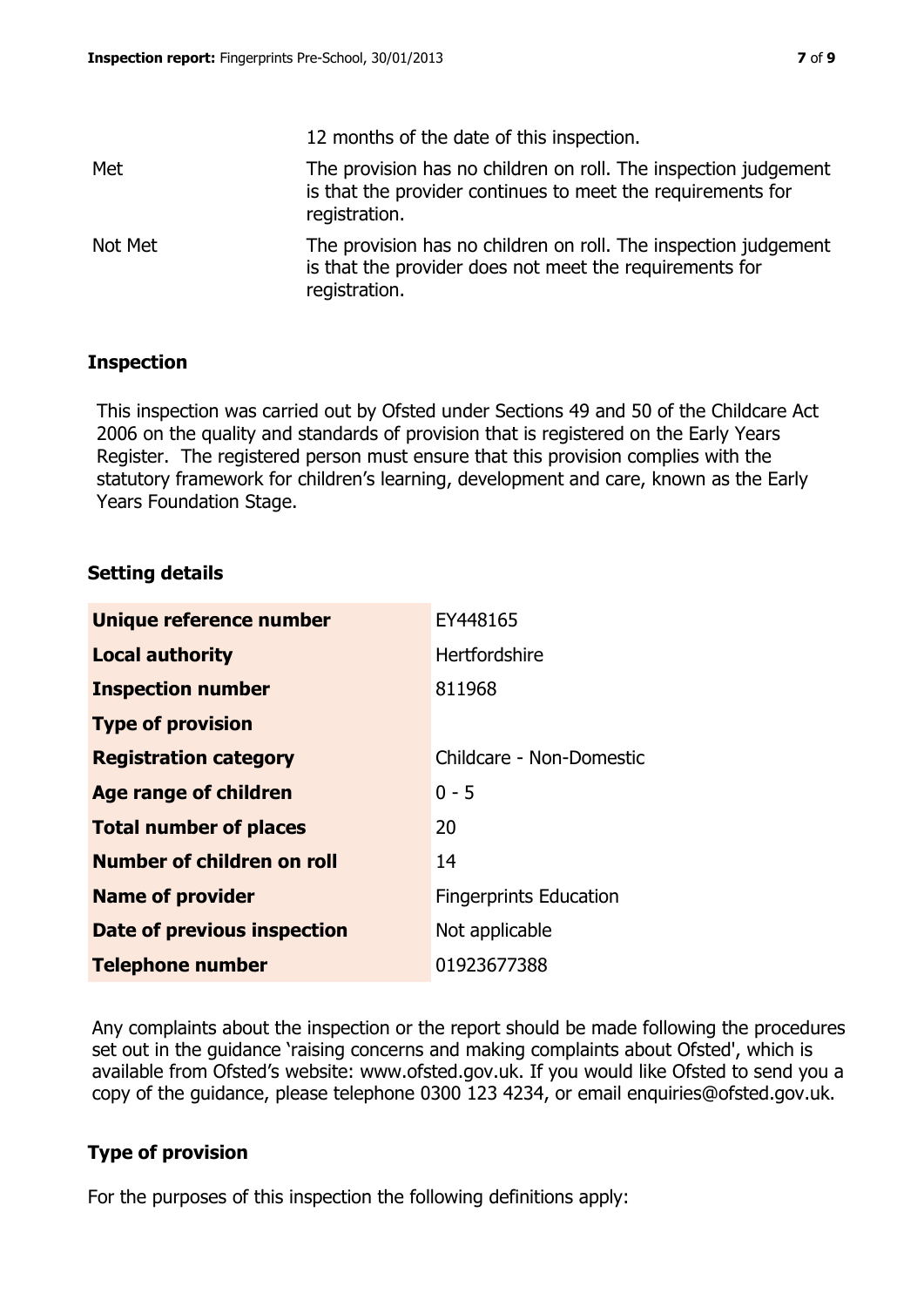| | |
|---|---|
| | 12 months of the date of this inspection. |
| Met | The provision has no children on roll. The inspection judgement is that the provider continues to meet the requirements for registration. |
| Not Met | The provision has no children on roll. The inspection judgement is that the provider does not meet the requirements for registration. |

## Inspection

This inspection was carried out by Ofsted under Sections 49 and 50 of the Childcare Act 2006 on the quality and standards of provision that is registered on the Early Years Register. The registered person must ensure that this provision complies with the statutory framework for children's learning, development and care, known as the Early Years Foundation Stage.

## Setting details

| | |
|---|---|
| **Unique reference number** | EY448165 |
| **Local authority** | Hertfordshire |
| **Inspection number** | 811968 |
| **Type of provision** | |
| **Registration category** | Childcare - Non-Domestic |
| **Age range of children** | 0 - 5 |
| **Total number of places** | 20 |
| **Number of children on roll** | 14 |
| **Name of provider** | Fingerprints Education |
| **Date of previous inspection** | Not applicable |
| **Telephone number** | 01923677388 |

Any complaints about the inspection or the report should be made following the procedures set out in the guidance 'raising concerns and making complaints about Ofsted', which is available from Ofsted's website: www.ofsted.gov.uk. If you would like Ofsted to send you a copy of the guidance, please telephone 0300 123 4234, or email enquiries@ofsted.gov.uk.

## Type of provision

For the purposes of this inspection the following definitions apply: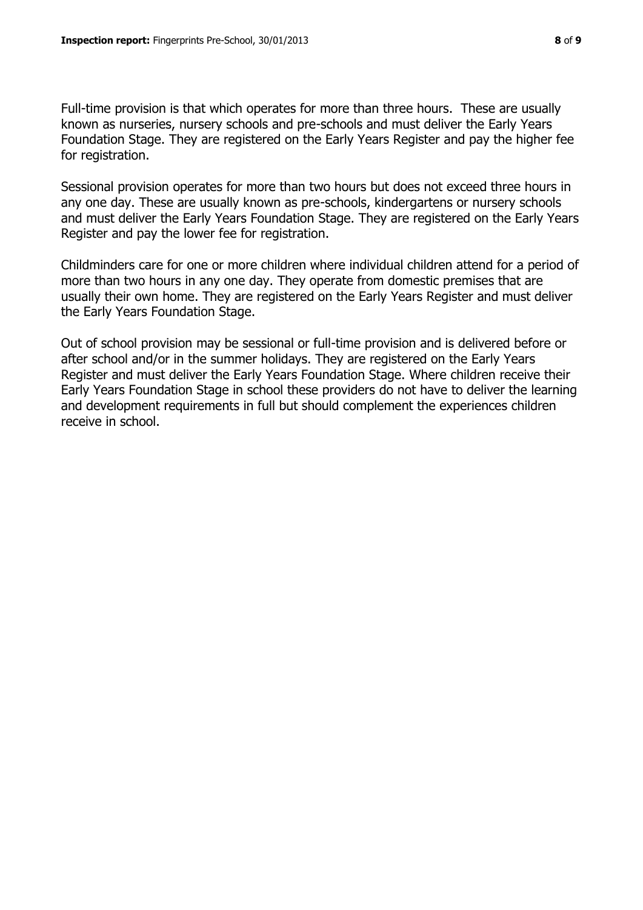Full-time provision is that which operates for more than three hours. These are usually known as nurseries, nursery schools and pre-schools and must deliver the Early Years Foundation Stage. They are registered on the Early Years Register and pay the higher fee for registration.

Sessional provision operates for more than two hours but does not exceed three hours in any one day. These are usually known as pre-schools, kindergartens or nursery schools and must deliver the Early Years Foundation Stage. They are registered on the Early Years Register and pay the lower fee for registration.

Childminders care for one or more children where individual children attend for a period of more than two hours in any one day. They operate from domestic premises that are usually their own home. They are registered on the Early Years Register and must deliver the Early Years Foundation Stage.

Out of school provision may be sessional or full-time provision and is delivered before or after school and/or in the summer holidays. They are registered on the Early Years Register and must deliver the Early Years Foundation Stage. Where children receive their Early Years Foundation Stage in school these providers do not have to deliver the learning and development requirements in full but should complement the experiences children receive in school.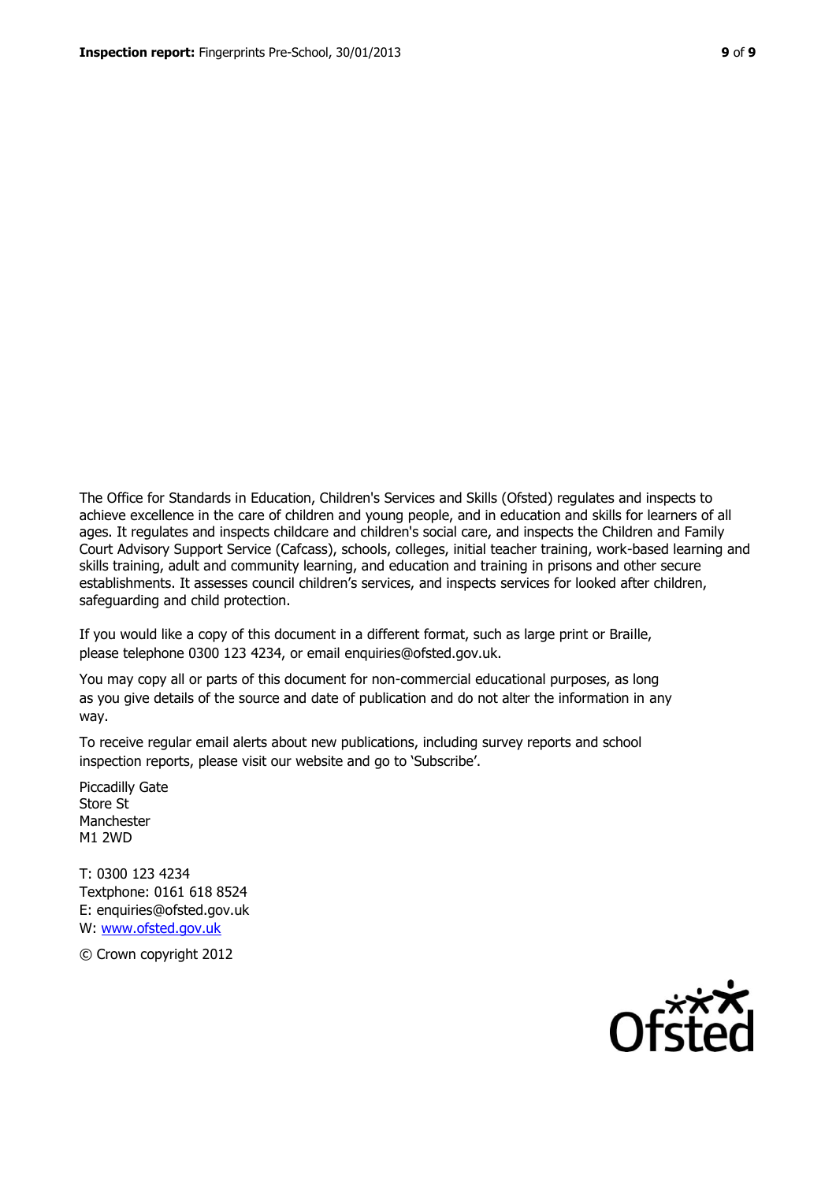The Office for Standards in Education, Children's Services and Skills (Ofsted) regulates and inspects to achieve excellence in the care of children and young people, and in education and skills for learners of all ages. It regulates and inspects childcare and children's social care, and inspects the Children and Family Court Advisory Support Service (Cafcass), schools, colleges, initial teacher training, work-based learning and skills training, adult and community learning, and education and training in prisons and other secure establishments. It assesses council children's services, and inspects services for looked after children, safeguarding and child protection.

If you would like a copy of this document in a different format, such as large print or Braille, please telephone 0300 123 4234, or email enquiries@ofsted.gov.uk.

You may copy all or parts of this document for non-commercial educational purposes, as long as you give details of the source and date of publication and do not alter the information in any way.

To receive regular email alerts about new publications, including survey reports and school inspection reports, please visit our website and go to 'Subscribe'.

Piccadilly Gate
Store St
Manchester
M1 2WD

T: 0300 123 4234
Textphone: 0161 618 8524
E: enquiries@ofsted.gov.uk
W: www.ofsted.gov.uk

© Crown copyright 2012

Ofsted